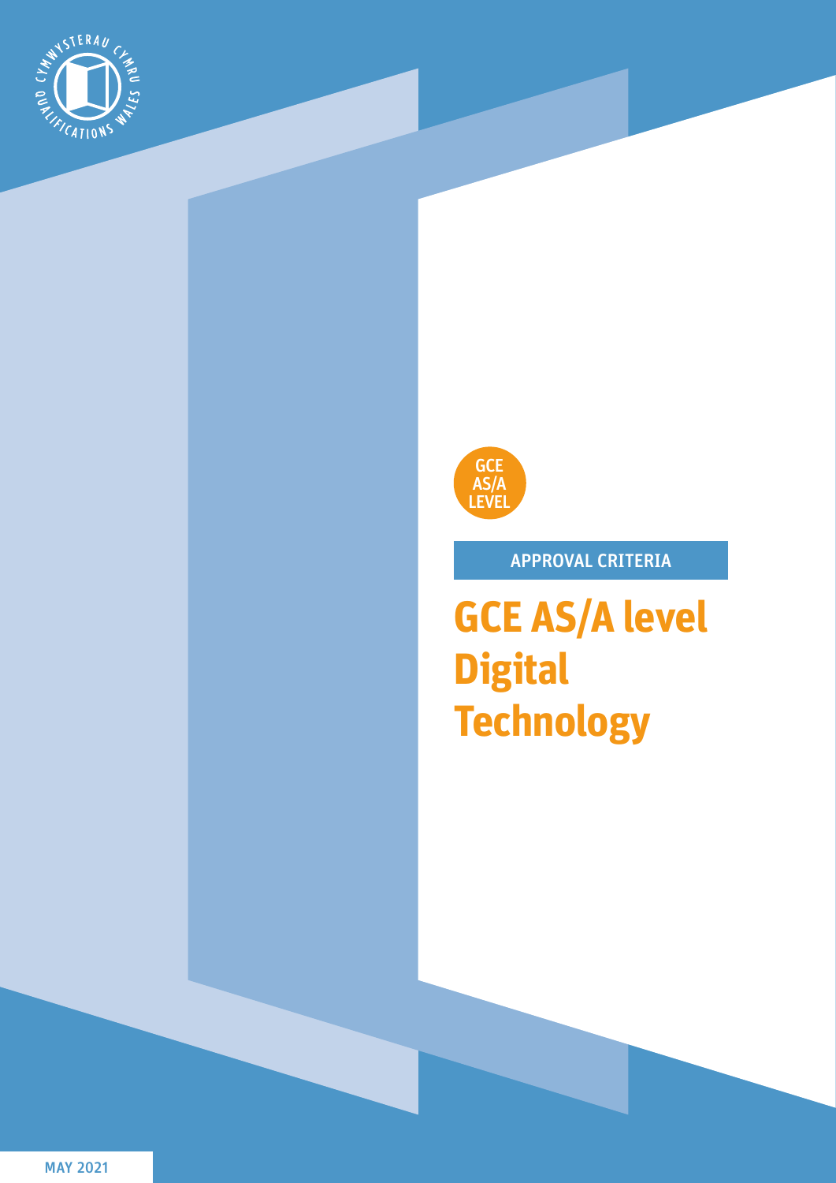GCE AS/A LEVEL

APPROVAL CRITERIA

# GCE AS/A level Digital Technology

MAY 2021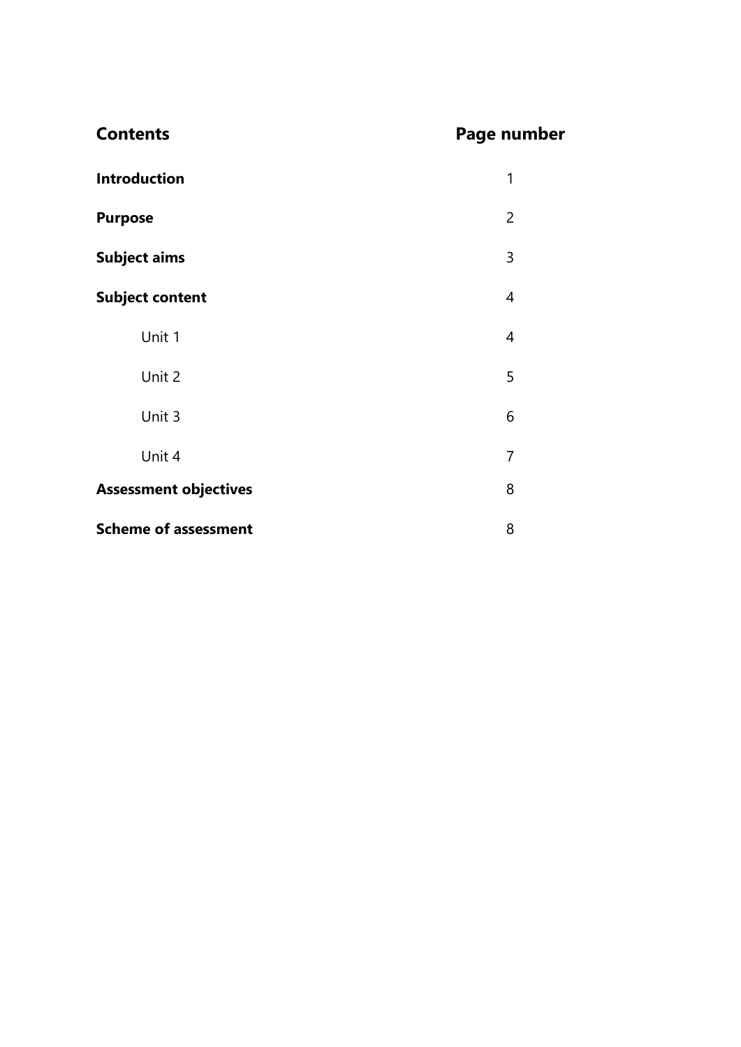| **Contents** | **Page number** |
| --- | --- |
| **Introduction** | 1 |
| **Purpose** | 2 |
| **Subject aims** | 3 |
| **Subject content** | 4 |
| Unit 1 | 4 |
| Unit 2 | 5 |
| Unit 3 | 6 |
| Unit 4 | 7 |
| **Assessment objectives** | 8 |
| **Scheme of assessment** | 8 |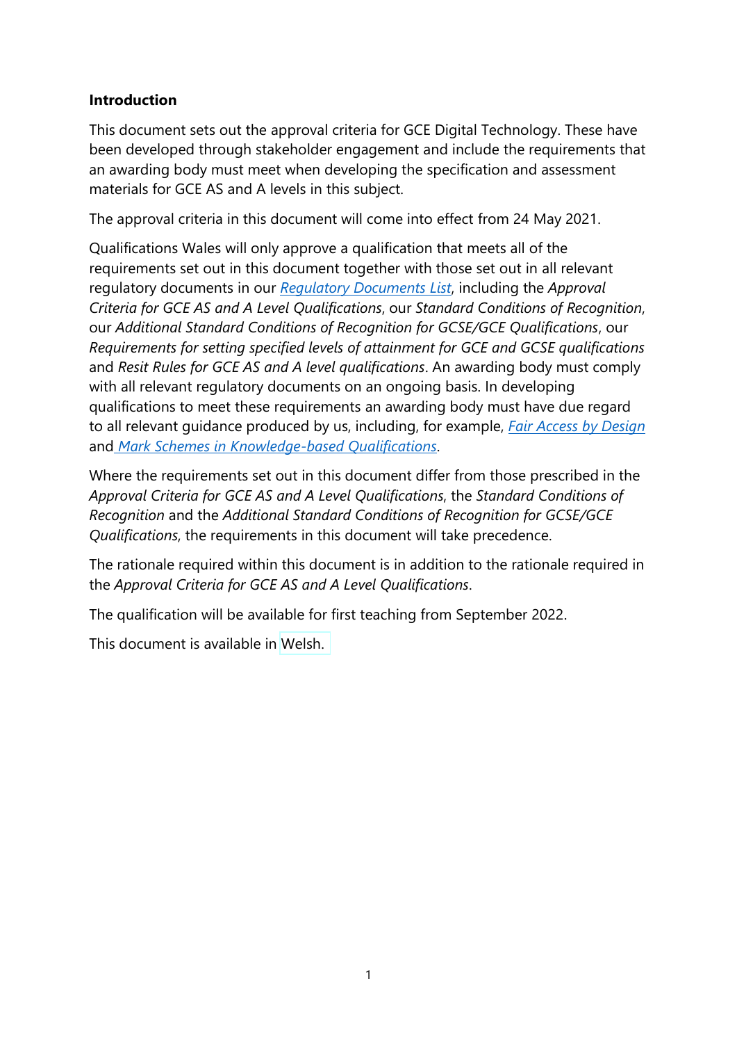**Introduction**

This document sets out the approval criteria for GCE Digital Technology. These have been developed through stakeholder engagement and include the requirements that an awarding body must meet when developing the specification and assessment materials for GCE AS and A levels in this subject.

The approval criteria in this document will come into effect from 24 May 2021.

Qualifications Wales will only approve a qualification that meets all of the requirements set out in this document together with those set out in all relevant regulatory documents in our *Regulatory Documents List*, including the *Approval Criteria for GCE AS and A Level Qualifications*, our *Standard Conditions of Recognition*, our *Additional Standard Conditions of Recognition for GCSE/GCE Qualifications*, our *Requirements for setting specified levels of attainment for GCE and GCSE qualifications* and *Resit Rules for GCE AS and A level qualifications*. An awarding body must comply with all relevant regulatory documents on an ongoing basis. In developing qualifications to meet these requirements an awarding body must have due regard to all relevant guidance produced by us, including, for example, *Fair Access by Design* and *Mark Schemes in Knowledge-based Qualifications*.

Where the requirements set out in this document differ from those prescribed in the *Approval Criteria for GCE AS and A Level Qualifications*, the *Standard Conditions of Recognition* and the *Additional Standard Conditions of Recognition for GCSE/GCE Qualifications*, the requirements in this document will take precedence.

The rationale required within this document is in addition to the rationale required in the *Approval Criteria for GCE AS and A Level Qualifications*.

The qualification will be available for first teaching from September 2022.

This document is available in Welsh.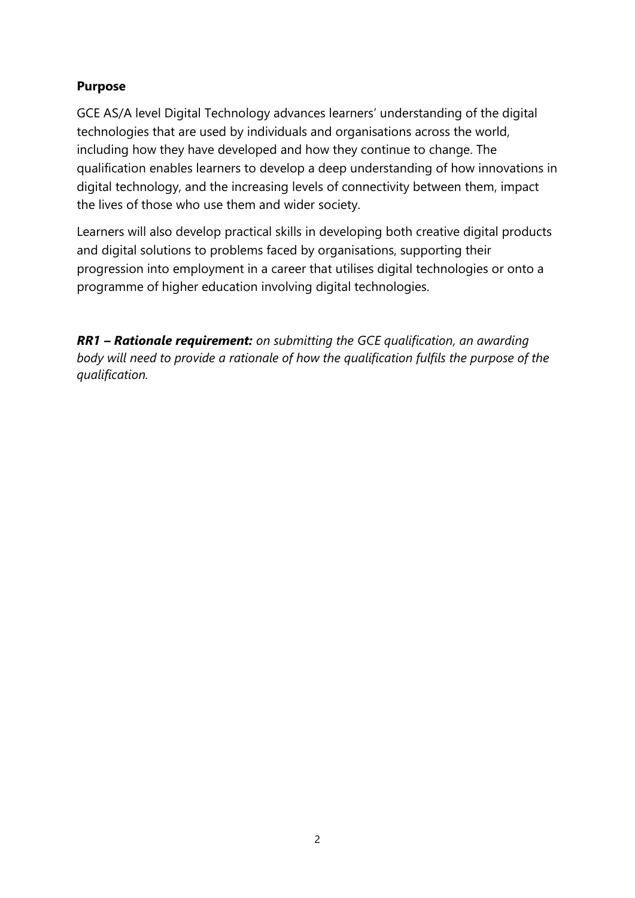## Purpose

GCE AS/A level Digital Technology advances learners' understanding of the digital technologies that are used by individuals and organisations across the world, including how they have developed and how they continue to change. The qualification enables learners to develop a deep understanding of how innovations in digital technology, and the increasing levels of connectivity between them, impact the lives of those who use them and wider society.

Learners will also develop practical skills in developing both creative digital products and digital solutions to problems faced by organisations, supporting their progression into employment in a career that utilises digital technologies or onto a programme of higher education involving digital technologies.

***RR1 – Rationale requirement:*** *on submitting the GCE qualification, an awarding body will need to provide a rationale of how the qualification fulfils the purpose of the qualification.*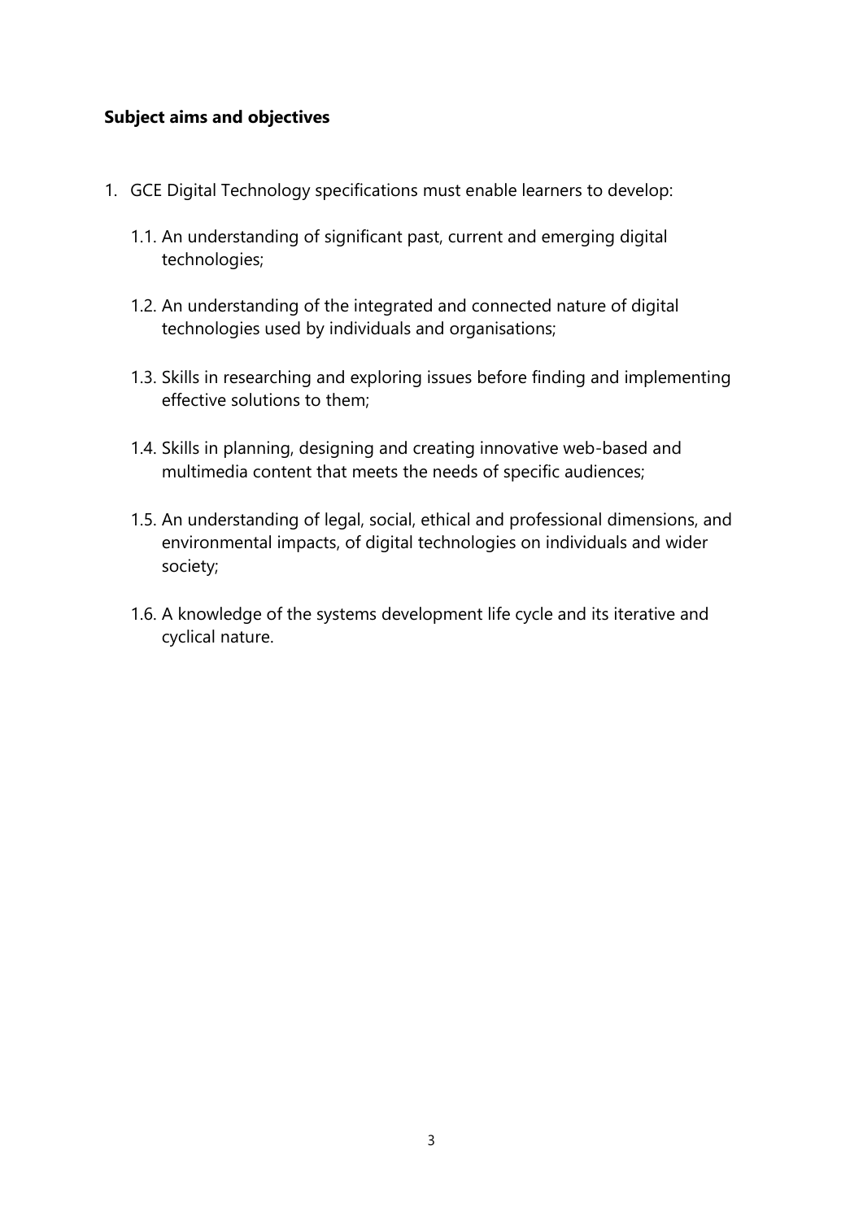## Subject aims and objectives

1. GCE Digital Technology specifications must enable learners to develop:

   1.1. An understanding of significant past, current and emerging digital technologies;

   1.2. An understanding of the integrated and connected nature of digital technologies used by individuals and organisations;

   1.3. Skills in researching and exploring issues before finding and implementing effective solutions to them;

   1.4. Skills in planning, designing and creating innovative web-based and multimedia content that meets the needs of specific audiences;

   1.5. An understanding of legal, social, ethical and professional dimensions, and environmental impacts, of digital technologies on individuals and wider society;

   1.6. A knowledge of the systems development life cycle and its iterative and cyclical nature.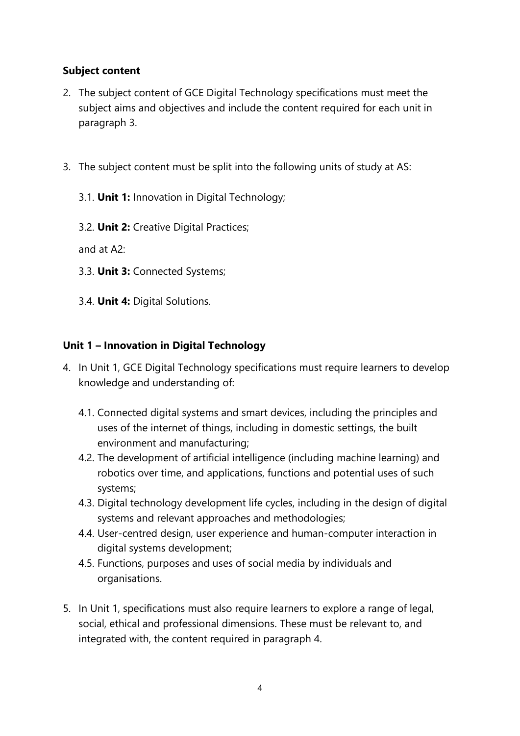## Subject content

2. The subject content of GCE Digital Technology specifications must meet the subject aims and objectives and include the content required for each unit in paragraph 3.

3. The subject content must be split into the following units of study at AS:

   3.1. **Unit 1:** Innovation in Digital Technology;

   3.2. **Unit 2:** Creative Digital Practices;

   and at A2:

   3.3. **Unit 3:** Connected Systems;

   3.4. **Unit 4:** Digital Solutions.

## Unit 1 – Innovation in Digital Technology

4. In Unit 1, GCE Digital Technology specifications must require learners to develop knowledge and understanding of:

   4.1. Connected digital systems and smart devices, including the principles and uses of the internet of things, including in domestic settings, the built environment and manufacturing;

   4.2. The development of artificial intelligence (including machine learning) and robotics over time, and applications, functions and potential uses of such systems;

   4.3. Digital technology development life cycles, including in the design of digital systems and relevant approaches and methodologies;

   4.4. User-centred design, user experience and human-computer interaction in digital systems development;

   4.5. Functions, purposes and uses of social media by individuals and organisations.

5. In Unit 1, specifications must also require learners to explore a range of legal, social, ethical and professional dimensions. These must be relevant to, and integrated with, the content required in paragraph 4.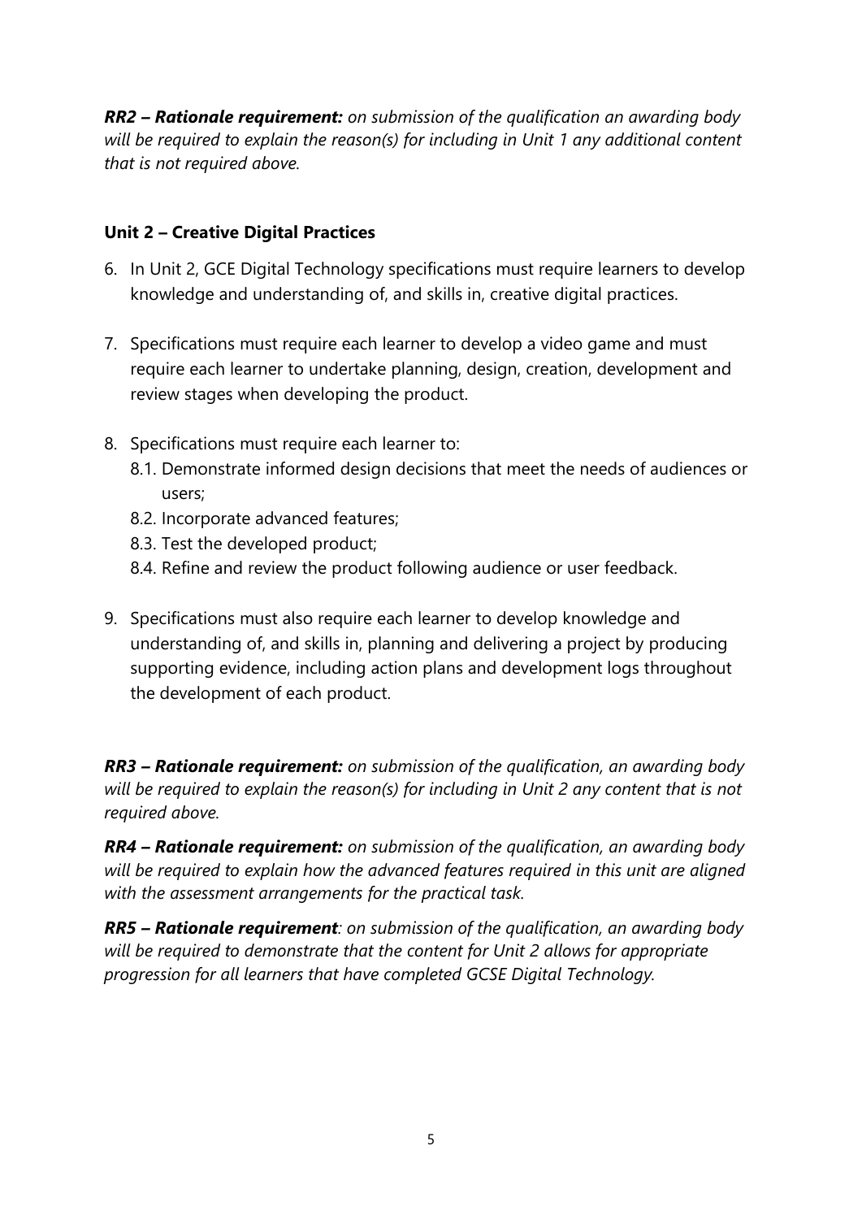***RR2 – Rationale requirement:*** *on submission of the qualification an awarding body will be required to explain the reason(s) for including in Unit 1 any additional content that is not required above.*

**Unit 2 – Creative Digital Practices**

6. In Unit 2, GCE Digital Technology specifications must require learners to develop knowledge and understanding of, and skills in, creative digital practices.

7. Specifications must require each learner to develop a video game and must require each learner to undertake planning, design, creation, development and review stages when developing the product.

8. Specifications must require each learner to:
   8.1. Demonstrate informed design decisions that meet the needs of audiences or users;
   8.2. Incorporate advanced features;
   8.3. Test the developed product;
   8.4. Refine and review the product following audience or user feedback.

9. Specifications must also require each learner to develop knowledge and understanding of, and skills in, planning and delivering a project by producing supporting evidence, including action plans and development logs throughout the development of each product.

***RR3 – Rationale requirement:*** *on submission of the qualification, an awarding body will be required to explain the reason(s) for including in Unit 2 any content that is not required above.*

***RR4 – Rationale requirement:*** *on submission of the qualification, an awarding body will be required to explain how the advanced features required in this unit are aligned with the assessment arrangements for the practical task.*

***RR5 – Rationale requirement****: on submission of the qualification, an awarding body will be required to demonstrate that the content for Unit 2 allows for appropriate progression for all learners that have completed GCSE Digital Technology.*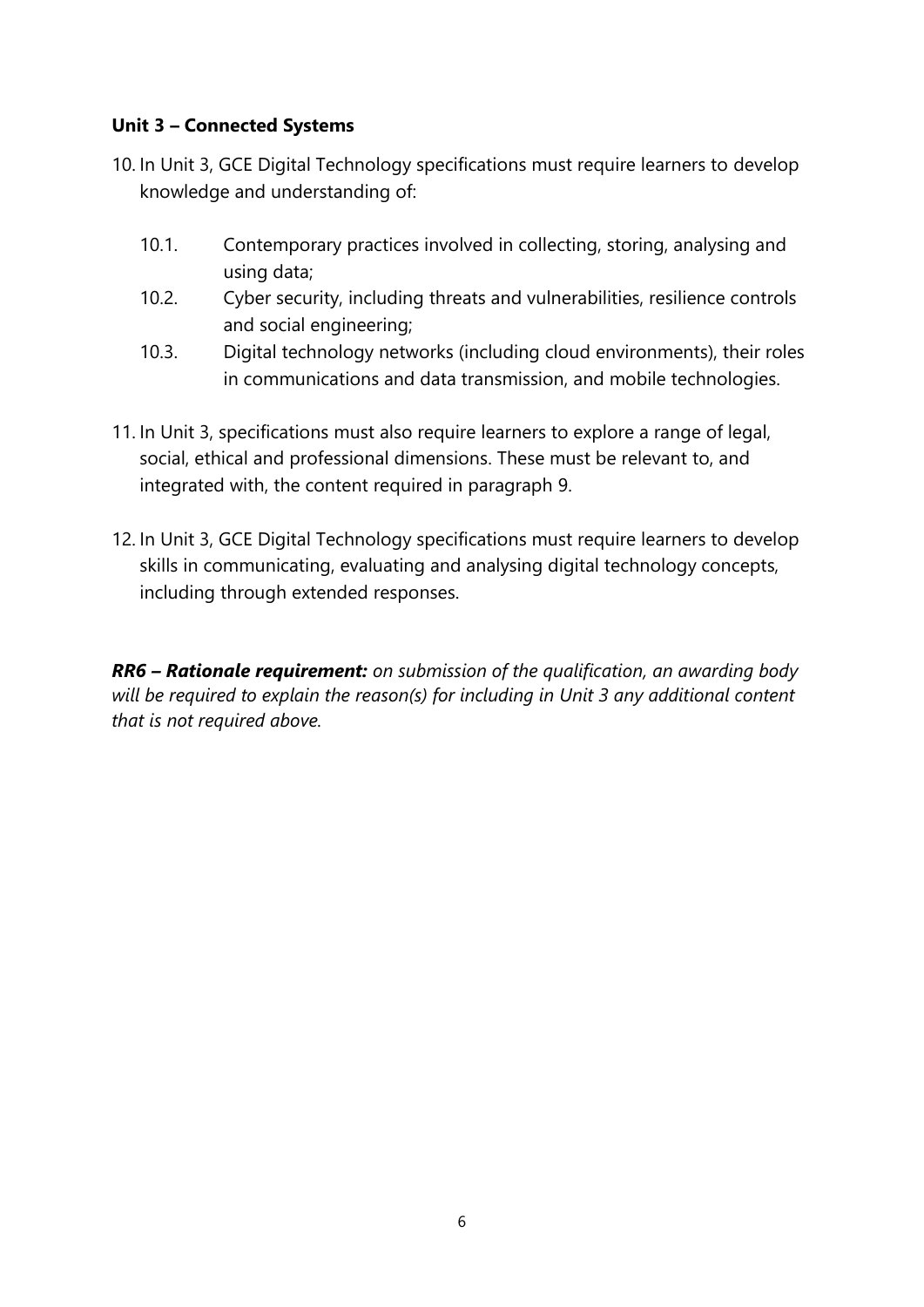### Unit 3 – Connected Systems

10. In Unit 3, GCE Digital Technology specifications must require learners to develop knowledge and understanding of:

    10.1. Contemporary practices involved in collecting, storing, analysing and using data;

    10.2. Cyber security, including threats and vulnerabilities, resilience controls and social engineering;

    10.3. Digital technology networks (including cloud environments), their roles in communications and data transmission, and mobile technologies.

11. In Unit 3, specifications must also require learners to explore a range of legal, social, ethical and professional dimensions. These must be relevant to, and integrated with, the content required in paragraph 9.

12. In Unit 3, GCE Digital Technology specifications must require learners to develop skills in communicating, evaluating and analysing digital technology concepts, including through extended responses.

***RR6 – Rationale requirement:*** *on submission of the qualification, an awarding body will be required to explain the reason(s) for including in Unit 3 any additional content that is not required above.*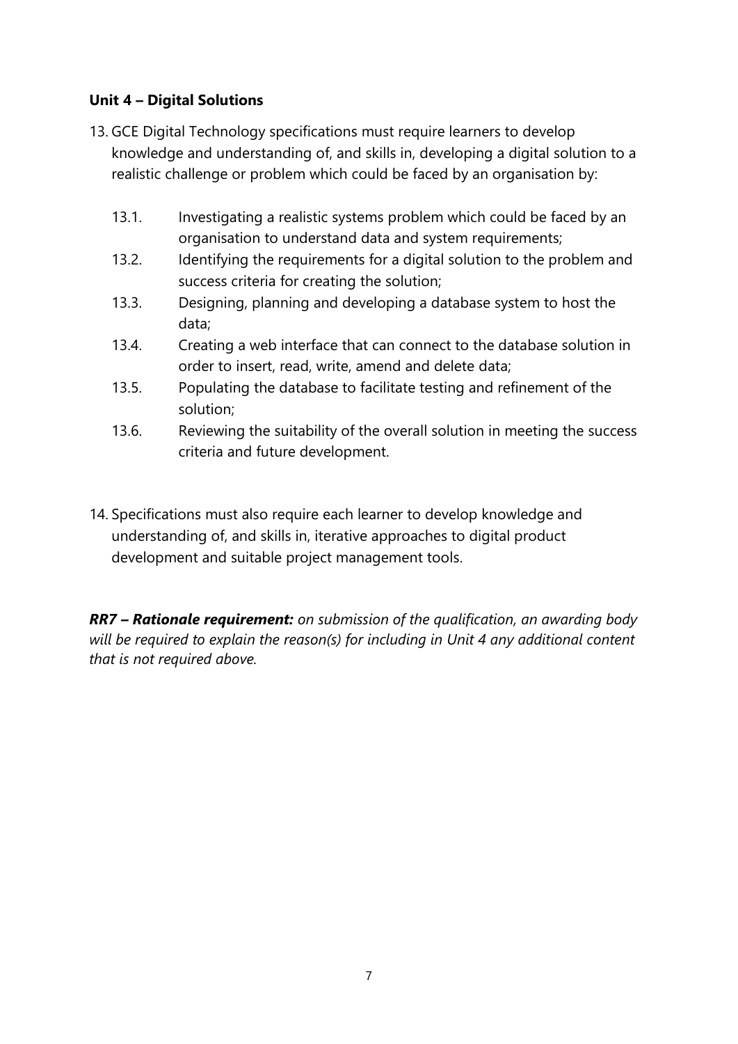**Unit 4 – Digital Solutions**

13. GCE Digital Technology specifications must require learners to develop knowledge and understanding of, and skills in, developing a digital solution to a realistic challenge or problem which could be faced by an organisation by:

    13.1. Investigating a realistic systems problem which could be faced by an organisation to understand data and system requirements;

    13.2. Identifying the requirements for a digital solution to the problem and success criteria for creating the solution;

    13.3. Designing, planning and developing a database system to host the data;

    13.4. Creating a web interface that can connect to the database solution in order to insert, read, write, amend and delete data;

    13.5. Populating the database to facilitate testing and refinement of the solution;

    13.6. Reviewing the suitability of the overall solution in meeting the success criteria and future development.

14. Specifications must also require each learner to develop knowledge and understanding of, and skills in, iterative approaches to digital product development and suitable project management tools.

***RR7 – Rationale requirement:*** *on submission of the qualification, an awarding body will be required to explain the reason(s) for including in Unit 4 any additional content that is not required above.*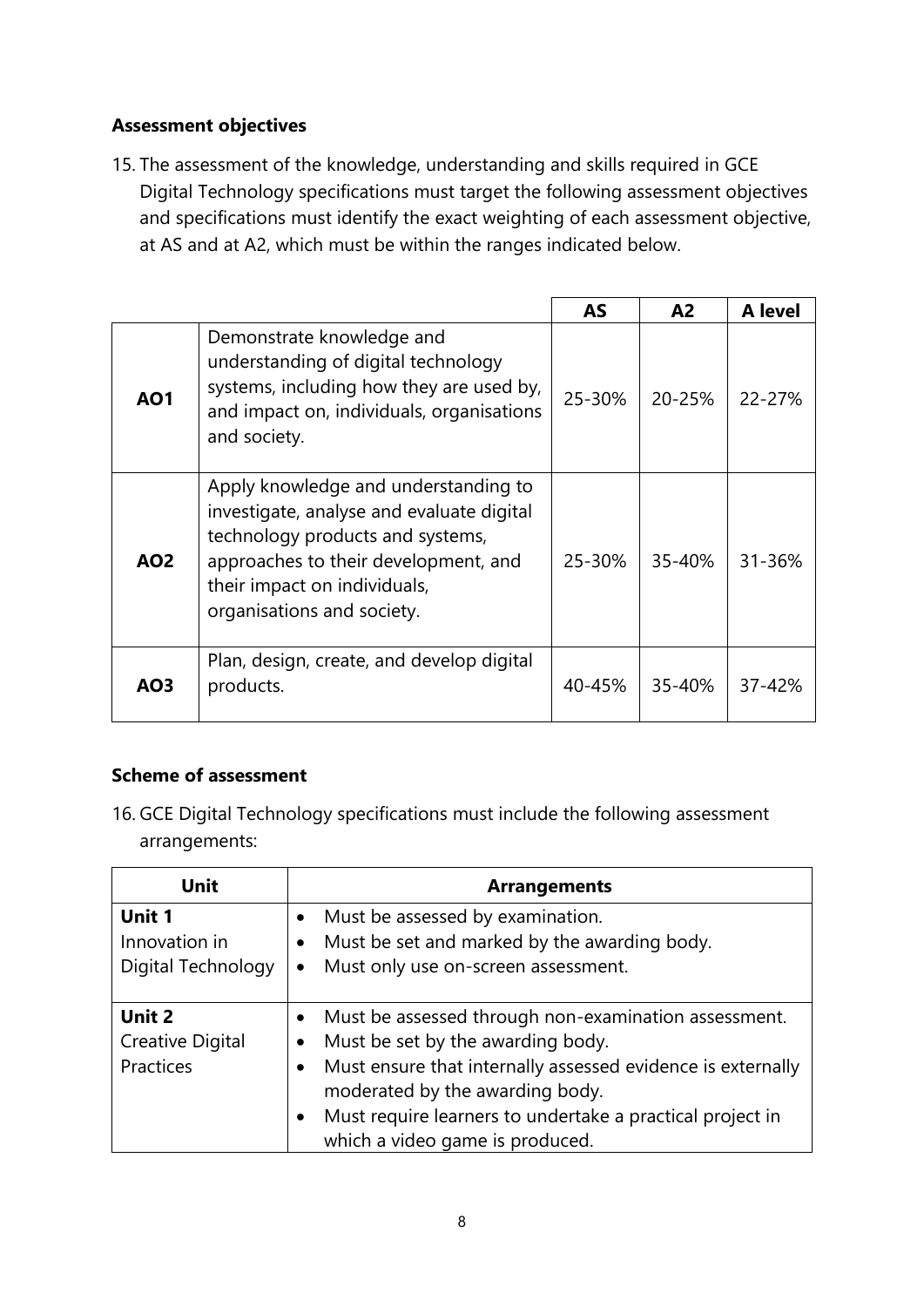### Assessment objectives

15. The assessment of the knowledge, understanding and skills required in GCE Digital Technology specifications must target the following assessment objectives and specifications must identify the exact weighting of each assessment objective, at AS and at A2, which must be within the ranges indicated below.

| | | AS | A2 | A level |
|---|---|---|---|---|
| **AO1** | Demonstrate knowledge and understanding of digital technology systems, including how they are used by, and impact on, individuals, organisations and society. | 25-30% | 20-25% | 22-27% |
| **AO2** | Apply knowledge and understanding to investigate, analyse and evaluate digital technology products and systems, approaches to their development, and their impact on individuals, organisations and society. | 25-30% | 35-40% | 31-36% |
| **AO3** | Plan, design, create, and develop digital products. | 40-45% | 35-40% | 37-42% |

### Scheme of assessment

16. GCE Digital Technology specifications must include the following assessment arrangements:

| Unit | Arrangements |
|---|---|
| **Unit 1** Innovation in Digital Technology | • Must be assessed by examination. • Must be set and marked by the awarding body. • Must only use on-screen assessment. |
| **Unit 2** Creative Digital Practices | • Must be assessed through non-examination assessment. • Must be set by the awarding body. • Must ensure that internally assessed evidence is externally moderated by the awarding body. • Must require learners to undertake a practical project in which a video game is produced. |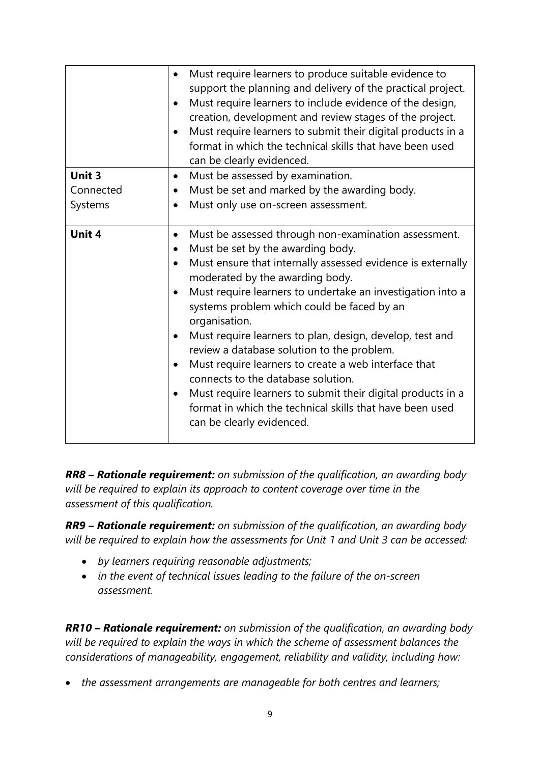| | |
|---|---|
| | • Must require learners to produce suitable evidence to support the planning and delivery of the practical project.<br>• Must require learners to include evidence of the design, creation, development and review stages of the project.<br>• Must require learners to submit their digital products in a format in which the technical skills that have been used can be clearly evidenced. |
| **Unit 3**<br>Connected Systems | • Must be assessed by examination.<br>• Must be set and marked by the awarding body.<br>• Must only use on-screen assessment. |
| **Unit 4** | • Must be assessed through non-examination assessment.<br>• Must be set by the awarding body.<br>• Must ensure that internally assessed evidence is externally moderated by the awarding body.<br>• Must require learners to undertake an investigation into a systems problem which could be faced by an organisation.<br>• Must require learners to plan, design, develop, test and review a database solution to the problem.<br>• Must require learners to create a web interface that connects to the database solution.<br>• Must require learners to submit their digital products in a format in which the technical skills that have been used can be clearly evidenced. |

***RR8 – Rationale requirement:*** *on submission of the qualification, an awarding body will be required to explain its approach to content coverage over time in the assessment of this qualification.*

***RR9 – Rationale requirement:*** *on submission of the qualification, an awarding body will be required to explain how the assessments for Unit 1 and Unit 3 can be accessed:*

- *by learners requiring reasonable adjustments;*
- *in the event of technical issues leading to the failure of the on-screen assessment.*

***RR10 – Rationale requirement:*** *on submission of the qualification, an awarding body will be required to explain the ways in which the scheme of assessment balances the considerations of manageability, engagement, reliability and validity, including how:*

- *the assessment arrangements are manageable for both centres and learners;*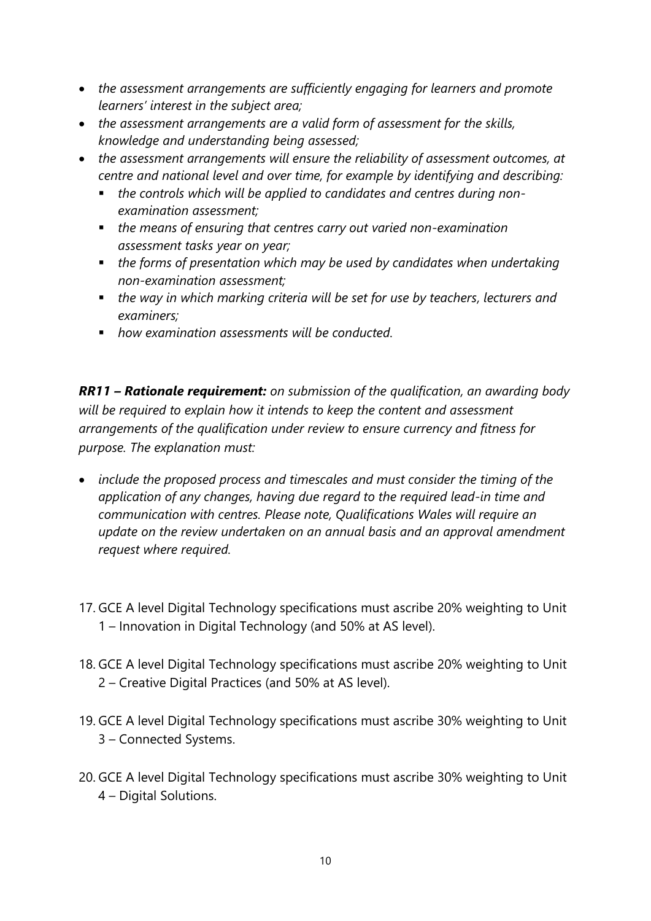- *the assessment arrangements are sufficiently engaging for learners and promote learners' interest in the subject area;*
- *the assessment arrangements are a valid form of assessment for the skills, knowledge and understanding being assessed;*
- *the assessment arrangements will ensure the reliability of assessment outcomes, at centre and national level and over time, for example by identifying and describing:*
  - *the controls which will be applied to candidates and centres during non-examination assessment;*
  - *the means of ensuring that centres carry out varied non-examination assessment tasks year on year;*
  - *the forms of presentation which may be used by candidates when undertaking non-examination assessment;*
  - *the way in which marking criteria will be set for use by teachers, lecturers and examiners;*
  - *how examination assessments will be conducted.*

***RR11 – Rationale requirement:*** *on submission of the qualification, an awarding body will be required to explain how it intends to keep the content and assessment arrangements of the qualification under review to ensure currency and fitness for purpose. The explanation must:*

- *include the proposed process and timescales and must consider the timing of the application of any changes, having due regard to the required lead-in time and communication with centres. Please note, Qualifications Wales will require an update on the review undertaken on an annual basis and an approval amendment request where required.*

17. GCE A level Digital Technology specifications must ascribe 20% weighting to Unit 1 – Innovation in Digital Technology (and 50% at AS level).

18. GCE A level Digital Technology specifications must ascribe 20% weighting to Unit 2 – Creative Digital Practices (and 50% at AS level).

19. GCE A level Digital Technology specifications must ascribe 30% weighting to Unit 3 – Connected Systems.

20. GCE A level Digital Technology specifications must ascribe 30% weighting to Unit 4 – Digital Solutions.